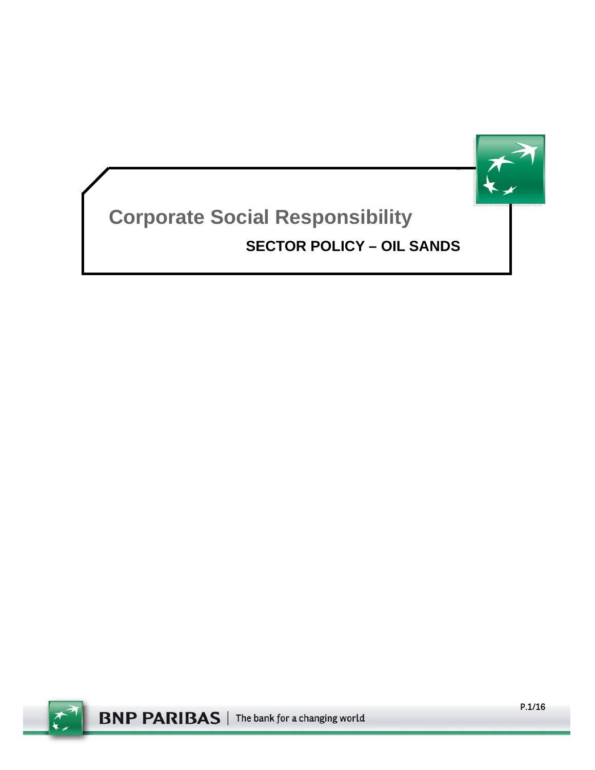# Corporate Social Responsibility

## SECTOR POLICY – OIL SANDS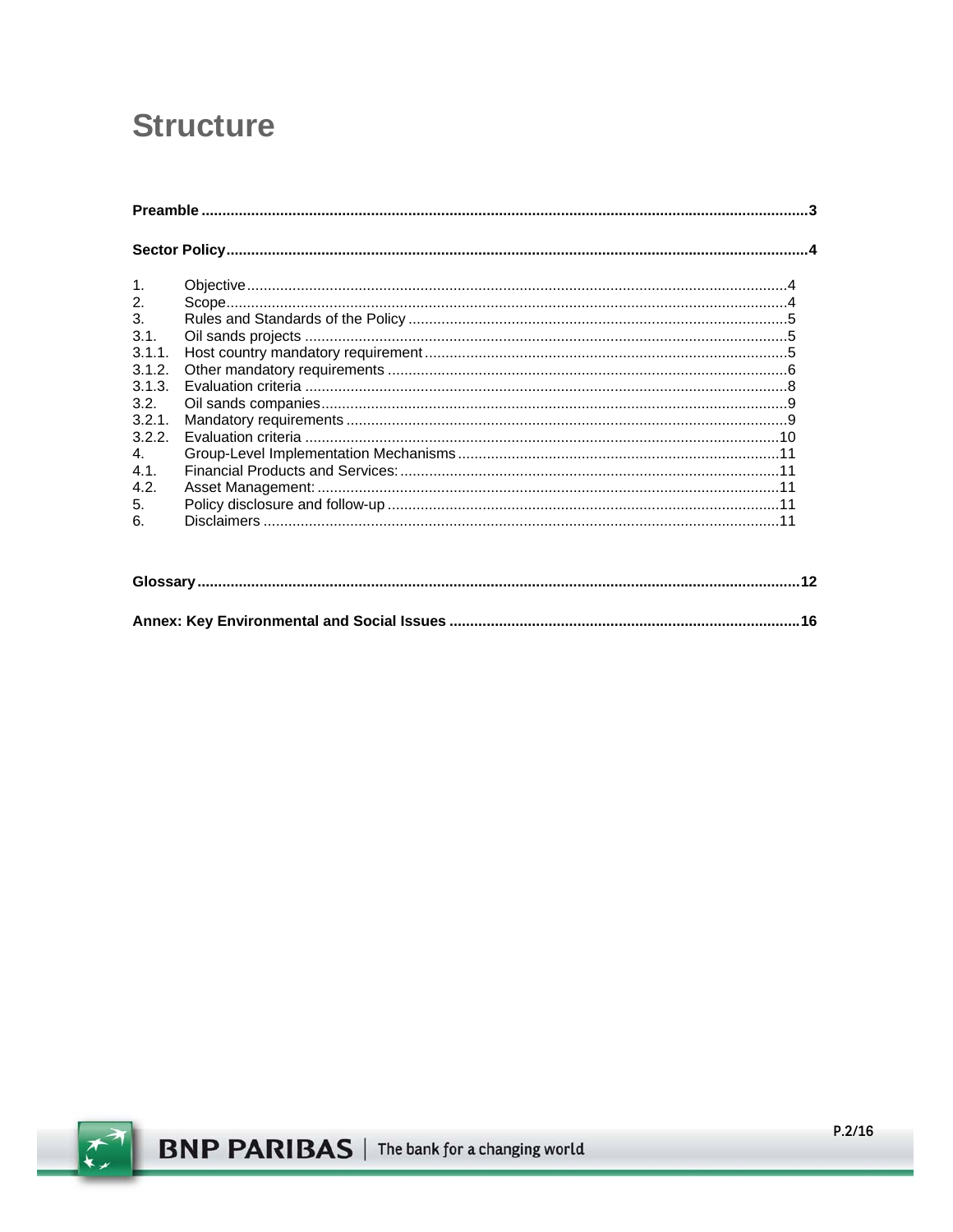# Structure

**Preamble** ..... **3**

**Sector Policy** ..... **4**

1. Objective ..... 4
2. Scope ..... 4
3. Rules and Standards of the Policy ..... 5

3.1. Oil sands projects ..... 5

3.1.1. Host country mandatory requirement ..... 5

3.1.2. Other mandatory requirements ..... 6

3.1.3. Evaluation criteria ..... 8

3.2. Oil sands companies ..... 9

3.2.1. Mandatory requirements ..... 9

3.2.2. Evaluation criteria ..... 10

4. Group-Level Implementation Mechanisms ..... 11

4.1. Financial Products and Services: ..... 11

4.2. Asset Management: ..... 11

5. Policy disclosure and follow-up ..... 11
6. Disclaimers ..... 11

**Glossary** ..... **12**

**Annex: Key Environmental and Social Issues** ..... **16**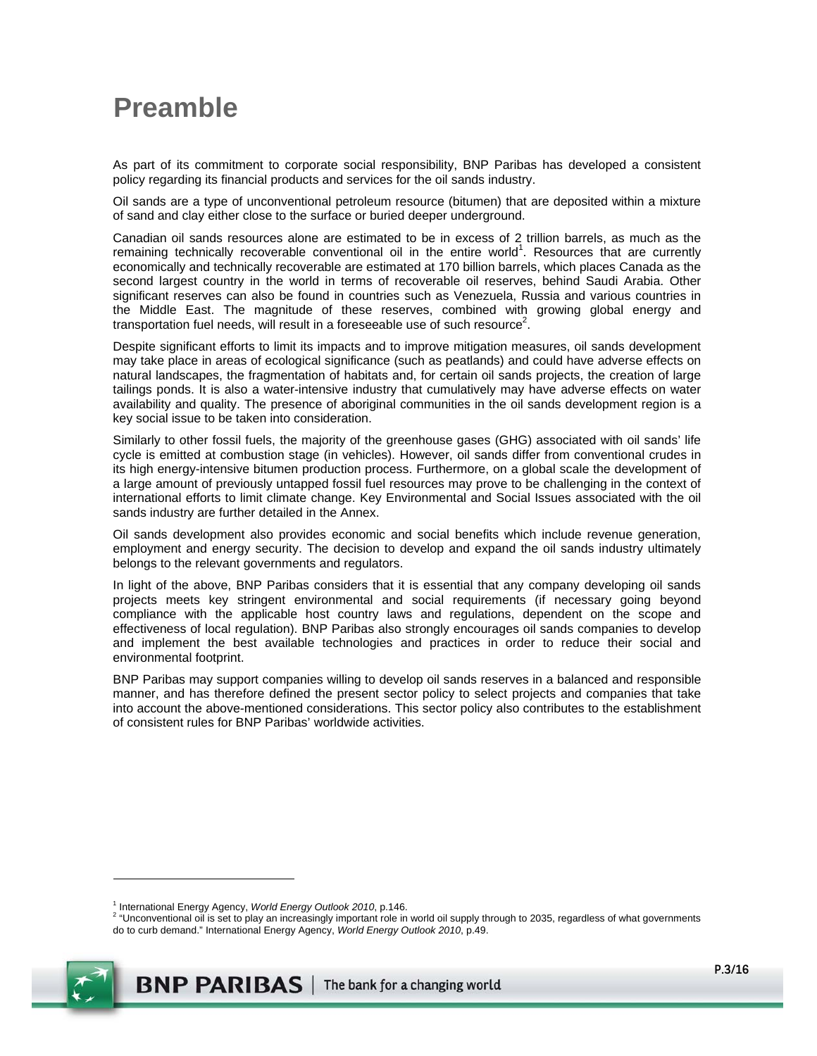# Preamble

As part of its commitment to corporate social responsibility, BNP Paribas has developed a consistent policy regarding its financial products and services for the oil sands industry.

Oil sands are a type of unconventional petroleum resource (bitumen) that are deposited within a mixture of sand and clay either close to the surface or buried deeper underground.

Canadian oil sands resources alone are estimated to be in excess of 2 trillion barrels, as much as the remaining technically recoverable conventional oil in the entire world[1]. Resources that are currently economically and technically recoverable are estimated at 170 billion barrels, which places Canada as the second largest country in the world in terms of recoverable oil reserves, behind Saudi Arabia. Other significant reserves can also be found in countries such as Venezuela, Russia and various countries in the Middle East. The magnitude of these reserves, combined with growing global energy and transportation fuel needs, will result in a foreseeable use of such resource[2].

Despite significant efforts to limit its impacts and to improve mitigation measures, oil sands development may take place in areas of ecological significance (such as peatlands) and could have adverse effects on natural landscapes, the fragmentation of habitats and, for certain oil sands projects, the creation of large tailings ponds. It is also a water-intensive industry that cumulatively may have adverse effects on water availability and quality. The presence of aboriginal communities in the oil sands development region is a key social issue to be taken into consideration.

Similarly to other fossil fuels, the majority of the greenhouse gases (GHG) associated with oil sands' life cycle is emitted at combustion stage (in vehicles). However, oil sands differ from conventional crudes in its high energy-intensive bitumen production process. Furthermore, on a global scale the development of a large amount of previously untapped fossil fuel resources may prove to be challenging in the context of international efforts to limit climate change. Key Environmental and Social Issues associated with the oil sands industry are further detailed in the Annex.

Oil sands development also provides economic and social benefits which include revenue generation, employment and energy security. The decision to develop and expand the oil sands industry ultimately belongs to the relevant governments and regulators.

In light of the above, BNP Paribas considers that it is essential that any company developing oil sands projects meets key stringent environmental and social requirements (if necessary going beyond compliance with the applicable host country laws and regulations, dependent on the scope and effectiveness of local regulation). BNP Paribas also strongly encourages oil sands companies to develop and implement the best available technologies and practices in order to reduce their social and environmental footprint.

BNP Paribas may support companies willing to develop oil sands reserves in a balanced and responsible manner, and has therefore defined the present sector policy to select projects and companies that take into account the above-mentioned considerations. This sector policy also contributes to the establishment of consistent rules for BNP Paribas' worldwide activities.

---

[1] International Energy Agency, *World Energy Outlook 2010*, p.146.

[2] "Unconventional oil is set to play an increasingly important role in world oil supply through to 2035, regardless of what governments do to curb demand." International Energy Agency, *World Energy Outlook 2010*, p.49.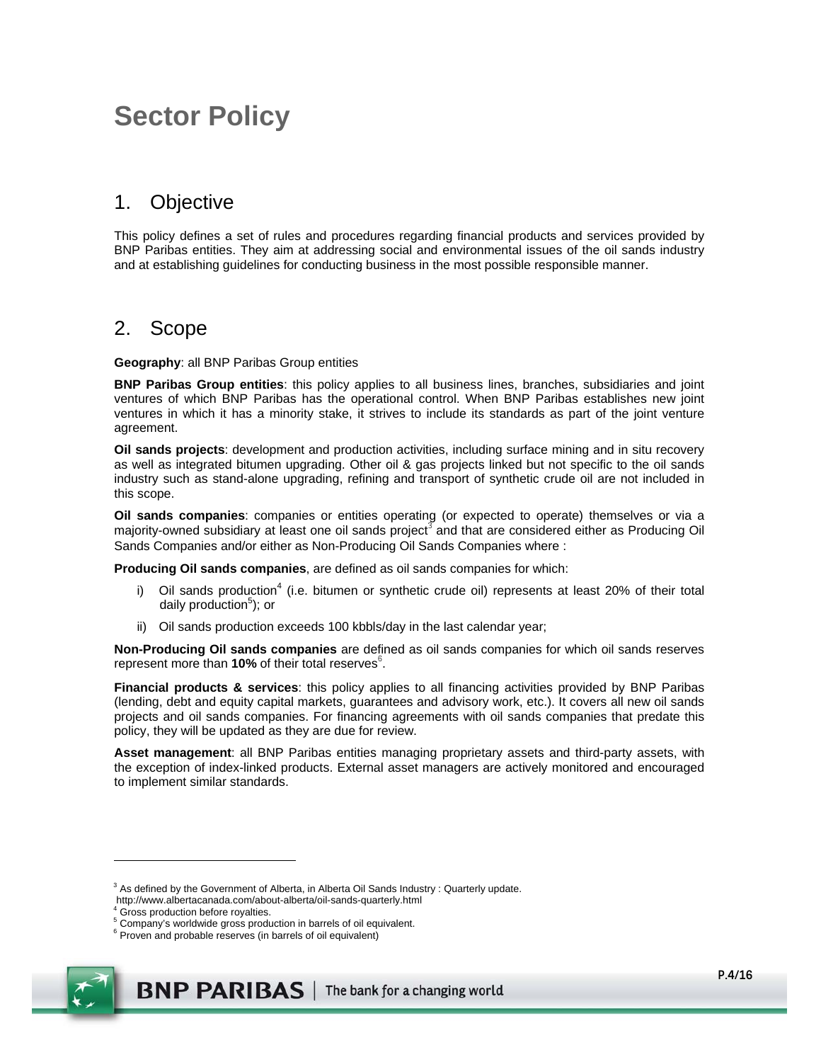# Sector Policy

## 1. Objective

This policy defines a set of rules and procedures regarding financial products and services provided by BNP Paribas entities. They aim at addressing social and environmental issues of the oil sands industry and at establishing guidelines for conducting business in the most possible responsible manner.

## 2. Scope

**Geography**: all BNP Paribas Group entities

**BNP Paribas Group entities**: this policy applies to all business lines, branches, subsidiaries and joint ventures of which BNP Paribas has the operational control. When BNP Paribas establishes new joint ventures in which it has a minority stake, it strives to include its standards as part of the joint venture agreement.

**Oil sands projects**: development and production activities, including surface mining and in situ recovery as well as integrated bitumen upgrading. Other oil & gas projects linked but not specific to the oil sands industry such as stand-alone upgrading, refining and transport of synthetic crude oil are not included in this scope.

**Oil sands companies**: companies or entities operating (or expected to operate) themselves or via a majority-owned subsidiary at least one oil sands project[3] and that are considered either as Producing Oil Sands Companies and/or either as Non-Producing Oil Sands Companies where :

**Producing Oil sands companies**, are defined as oil sands companies for which:

i) Oil sands production[4] (i.e. bitumen or synthetic crude oil) represents at least 20% of their total daily production[5]); or

ii) Oil sands production exceeds 100 kbbls/day in the last calendar year;

**Non-Producing Oil sands companies** are defined as oil sands companies for which oil sands reserves represent more than **10%** of their total reserves[6].

**Financial products & services**: this policy applies to all financing activities provided by BNP Paribas (lending, debt and equity capital markets, guarantees and advisory work, etc.). It covers all new oil sands projects and oil sands companies. For financing agreements with oil sands companies that predate this policy, they will be updated as they are due for review.

**Asset management**: all BNP Paribas entities managing proprietary assets and third-party assets, with the exception of index-linked products. External asset managers are actively monitored and encouraged to implement similar standards.

---

[3] As defined by the Government of Alberta, in Alberta Oil Sands Industry : Quarterly update. http://www.albertacanada.com/about-alberta/oil-sands-quarterly.html

[4] Gross production before royalties.

[5] Company's worldwide gross production in barrels of oil equivalent.

[6] Proven and probable reserves (in barrels of oil equivalent)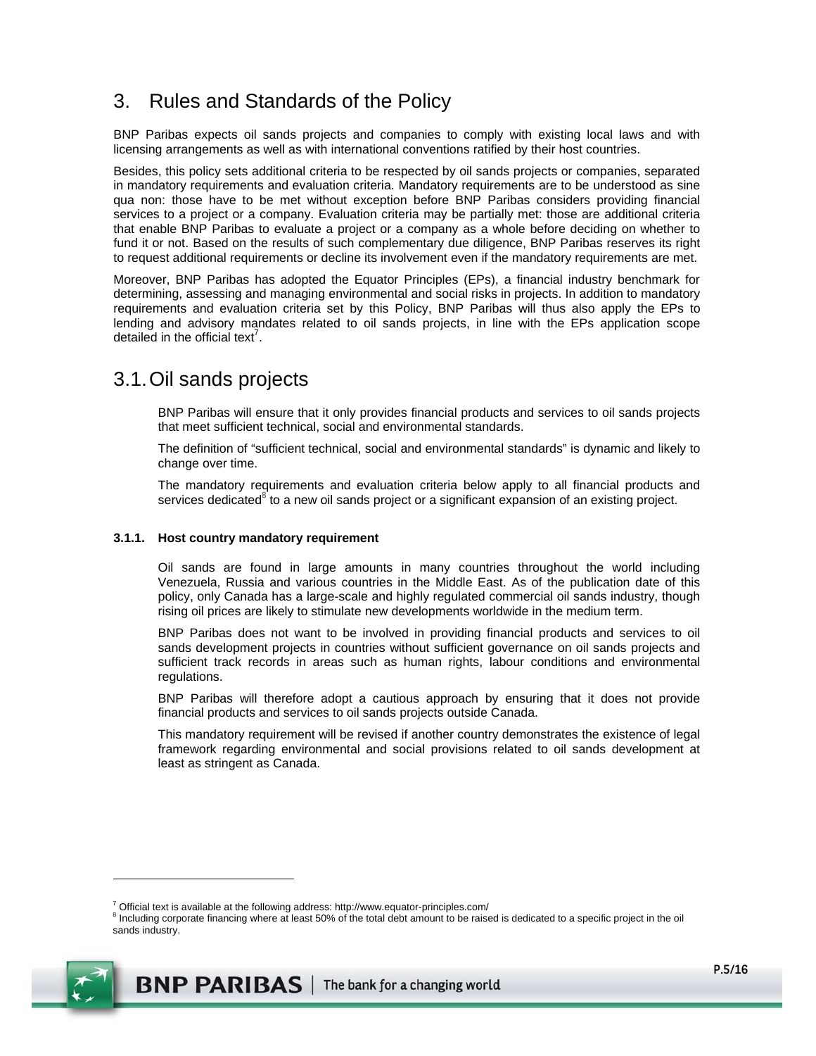# 3. Rules and Standards of the Policy

BNP Paribas expects oil sands projects and companies to comply with existing local laws and with licensing arrangements as well as with international conventions ratified by their host countries.

Besides, this policy sets additional criteria to be respected by oil sands projects or companies, separated in mandatory requirements and evaluation criteria. Mandatory requirements are to be understood as sine qua non: those have to be met without exception before BNP Paribas considers providing financial services to a project or a company. Evaluation criteria may be partially met: those are additional criteria that enable BNP Paribas to evaluate a project or a company as a whole before deciding on whether to fund it or not. Based on the results of such complementary due diligence, BNP Paribas reserves its right to request additional requirements or decline its involvement even if the mandatory requirements are met.

Moreover, BNP Paribas has adopted the Equator Principles (EPs), a financial industry benchmark for determining, assessing and managing environmental and social risks in projects. In addition to mandatory requirements and evaluation criteria set by this Policy, BNP Paribas will thus also apply the EPs to lending and advisory mandates related to oil sands projects, in line with the EPs application scope detailed in the official text[7].

## 3.1. Oil sands projects

BNP Paribas will ensure that it only provides financial products and services to oil sands projects that meet sufficient technical, social and environmental standards.

The definition of "sufficient technical, social and environmental standards" is dynamic and likely to change over time.

The mandatory requirements and evaluation criteria below apply to all financial products and services dedicated[8] to a new oil sands project or a significant expansion of an existing project.

### 3.1.1. Host country mandatory requirement

Oil sands are found in large amounts in many countries throughout the world including Venezuela, Russia and various countries in the Middle East. As of the publication date of this policy, only Canada has a large-scale and highly regulated commercial oil sands industry, though rising oil prices are likely to stimulate new developments worldwide in the medium term.

BNP Paribas does not want to be involved in providing financial products and services to oil sands development projects in countries without sufficient governance on oil sands projects and sufficient track records in areas such as human rights, labour conditions and environmental regulations.

BNP Paribas will therefore adopt a cautious approach by ensuring that it does not provide financial products and services to oil sands projects outside Canada.

This mandatory requirement will be revised if another country demonstrates the existence of legal framework regarding environmental and social provisions related to oil sands development at least as stringent as Canada.

---

[7] Official text is available at the following address: http://www.equator-principles.com/

[8] Including corporate financing where at least 50% of the total debt amount to be raised is dedicated to a specific project in the oil sands industry.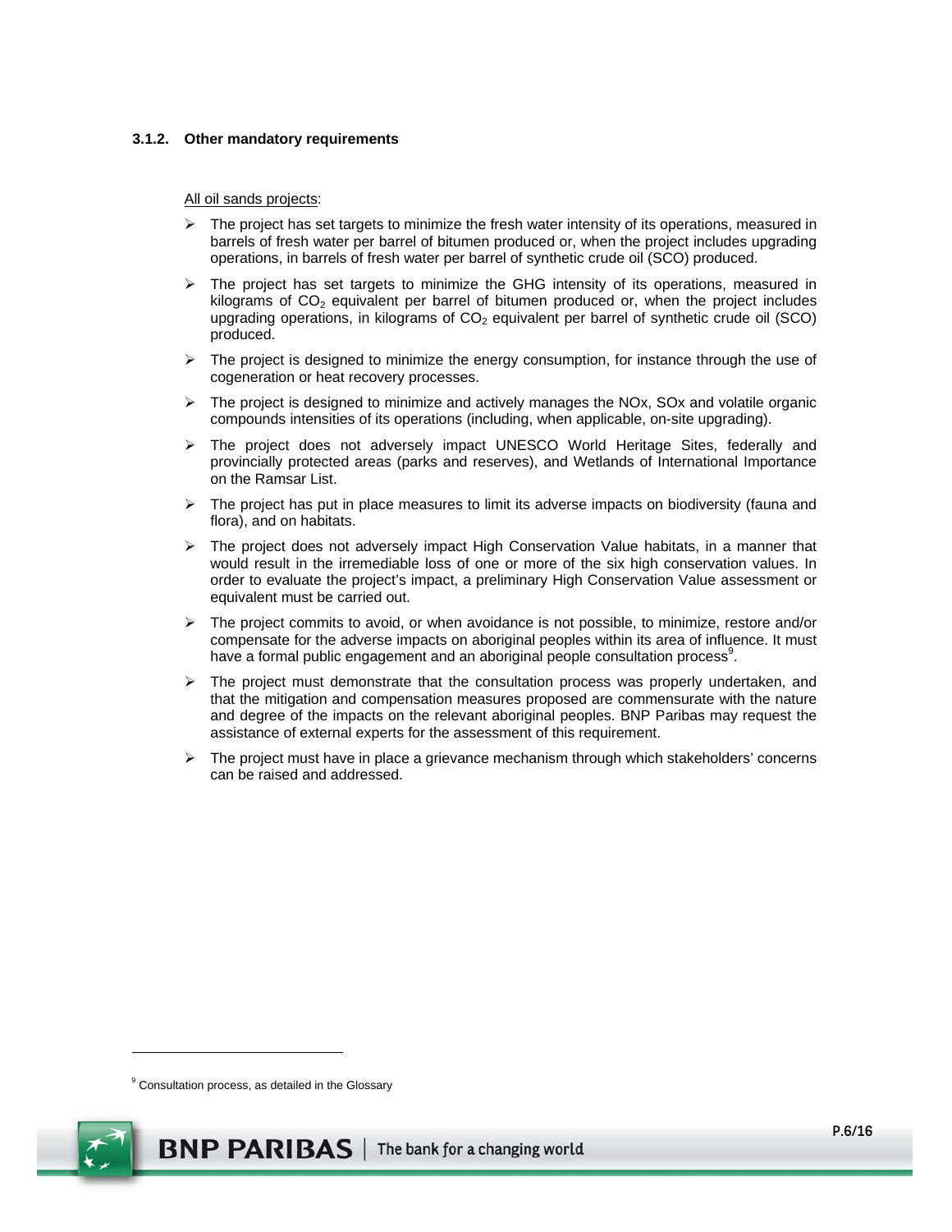### 3.1.2. Other mandatory requirements

All oil sands projects:

- The project has set targets to minimize the fresh water intensity of its operations, measured in barrels of fresh water per barrel of bitumen produced or, when the project includes upgrading operations, in barrels of fresh water per barrel of synthetic crude oil (SCO) produced.
- The project has set targets to minimize the GHG intensity of its operations, measured in kilograms of $CO_2$ equivalent per barrel of bitumen produced or, when the project includes upgrading operations, in kilograms of $CO_2$ equivalent per barrel of synthetic crude oil (SCO) produced.
- The project is designed to minimize the energy consumption, for instance through the use of cogeneration or heat recovery processes.
- The project is designed to minimize and actively manages the NOx, SOx and volatile organic compounds intensities of its operations (including, when applicable, on-site upgrading).
- The project does not adversely impact UNESCO World Heritage Sites, federally and provincially protected areas (parks and reserves), and Wetlands of International Importance on the Ramsar List.
- The project has put in place measures to limit its adverse impacts on biodiversity (fauna and flora), and on habitats.
- The project does not adversely impact High Conservation Value habitats, in a manner that would result in the irremediable loss of one or more of the six high conservation values. In order to evaluate the project's impact, a preliminary High Conservation Value assessment or equivalent must be carried out.
- The project commits to avoid, or when avoidance is not possible, to minimize, restore and/or compensate for the adverse impacts on aboriginal peoples within its area of influence. It must have a formal public engagement and an aboriginal people consultation process[9].
- The project must demonstrate that the consultation process was properly undertaken, and that the mitigation and compensation measures proposed are commensurate with the nature and degree of the impacts on the relevant aboriginal peoples. BNP Paribas may request the assistance of external experts for the assessment of this requirement.
- The project must have in place a grievance mechanism through which stakeholders' concerns can be raised and addressed.

---

[9] Consultation process, as detailed in the Glossary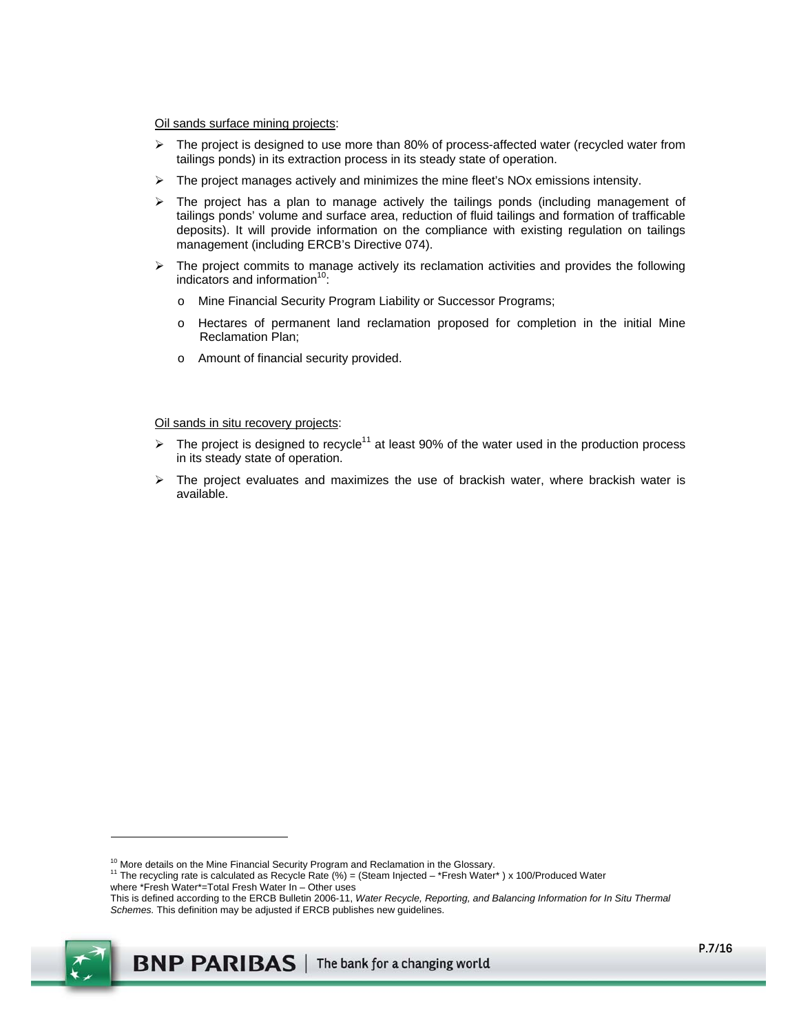Oil sands surface mining projects:

- The project is designed to use more than 80% of process-affected water (recycled water from tailings ponds) in its extraction process in its steady state of operation.
- The project manages actively and minimizes the mine fleet's NOx emissions intensity.
- The project has a plan to manage actively the tailings ponds (including management of tailings ponds' volume and surface area, reduction of fluid tailings and formation of trafficable deposits). It will provide information on the compliance with existing regulation on tailings management (including ERCB's Directive 074).
- The project commits to manage actively its reclamation activities and provides the following indicators and information[10]:
  - Mine Financial Security Program Liability or Successor Programs;
  - Hectares of permanent land reclamation proposed for completion in the initial Mine Reclamation Plan;
  - Amount of financial security provided.

Oil sands in situ recovery projects:

- The project is designed to recycle[11] at least 90% of the water used in the production process in its steady state of operation.
- The project evaluates and maximizes the use of brackish water, where brackish water is available.

---

[10] More details on the Mine Financial Security Program and Reclamation in the Glossary.

[11] The recycling rate is calculated as Recycle Rate (%) = (Steam Injected – *Fresh Water* ) x 100/Produced Water
where *Fresh Water*=Total Fresh Water In – Other uses
This is defined according to the ERCB Bulletin 2006-11, *Water Recycle, Reporting, and Balancing Information for In Situ Thermal Schemes.* This definition may be adjusted if ERCB publishes new guidelines.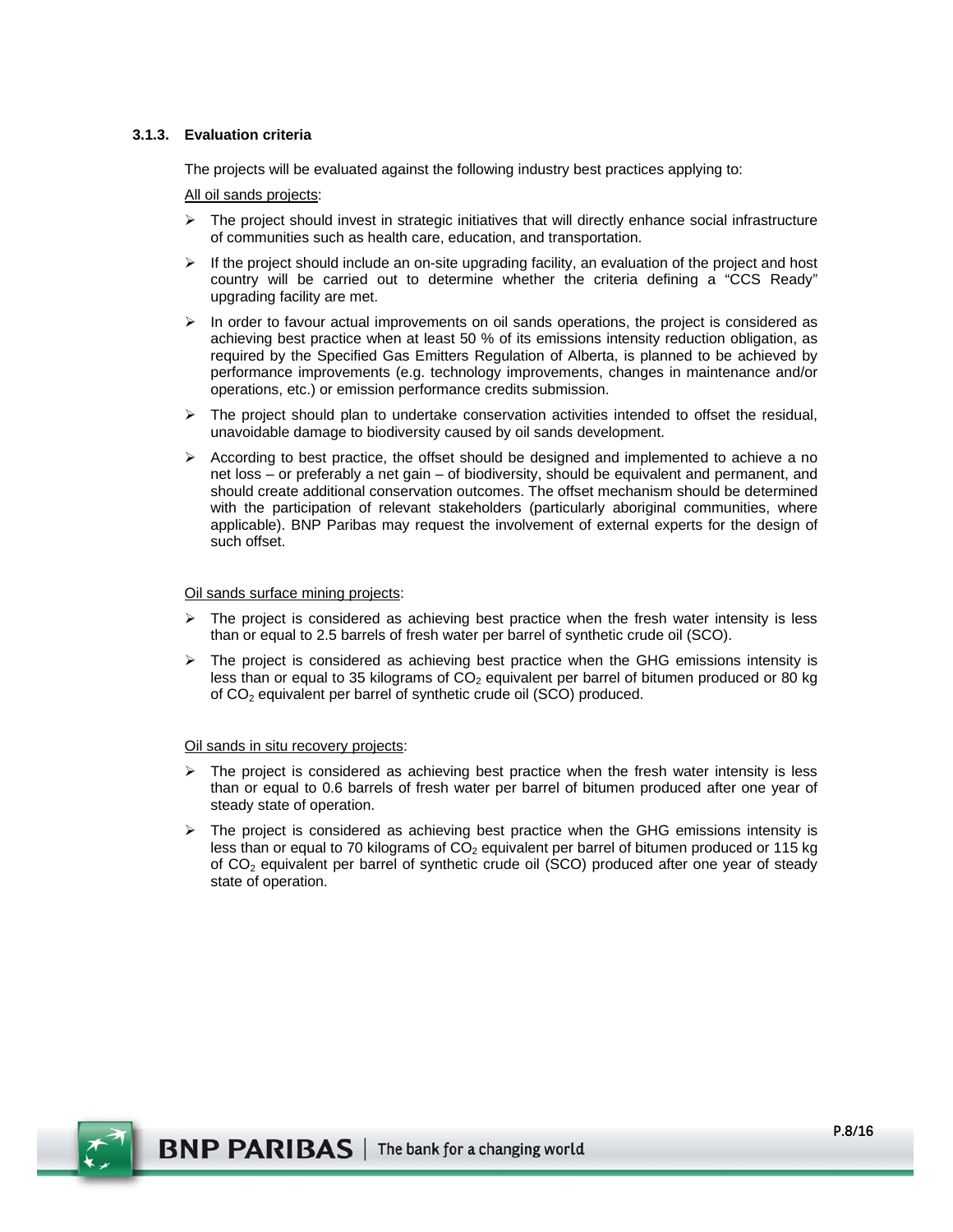### 3.1.3. Evaluation criteria

The projects will be evaluated against the following industry best practices applying to:

All oil sands projects:

- The project should invest in strategic initiatives that will directly enhance social infrastructure of communities such as health care, education, and transportation.
- If the project should include an on-site upgrading facility, an evaluation of the project and host country will be carried out to determine whether the criteria defining a “CCS Ready” upgrading facility are met.
- In order to favour actual improvements on oil sands operations, the project is considered as achieving best practice when at least 50 % of its emissions intensity reduction obligation, as required by the Specified Gas Emitters Regulation of Alberta, is planned to be achieved by performance improvements (e.g. technology improvements, changes in maintenance and/or operations, etc.) or emission performance credits submission.
- The project should plan to undertake conservation activities intended to offset the residual, unavoidable damage to biodiversity caused by oil sands development.
- According to best practice, the offset should be designed and implemented to achieve a no net loss – or preferably a net gain – of biodiversity, should be equivalent and permanent, and should create additional conservation outcomes. The offset mechanism should be determined with the participation of relevant stakeholders (particularly aboriginal communities, where applicable). BNP Paribas may request the involvement of external experts for the design of such offset.

Oil sands surface mining projects:

- The project is considered as achieving best practice when the fresh water intensity is less than or equal to 2.5 barrels of fresh water per barrel of synthetic crude oil (SCO).
- The project is considered as achieving best practice when the GHG emissions intensity is less than or equal to 35 kilograms of $CO_2$ equivalent per barrel of bitumen produced or 80 kg of $CO_2$ equivalent per barrel of synthetic crude oil (SCO) produced.

Oil sands in situ recovery projects:

- The project is considered as achieving best practice when the fresh water intensity is less than or equal to 0.6 barrels of fresh water per barrel of bitumen produced after one year of steady state of operation.
- The project is considered as achieving best practice when the GHG emissions intensity is less than or equal to 70 kilograms of $CO_2$ equivalent per barrel of bitumen produced or 115 kg of $CO_2$ equivalent per barrel of synthetic crude oil (SCO) produced after one year of steady state of operation.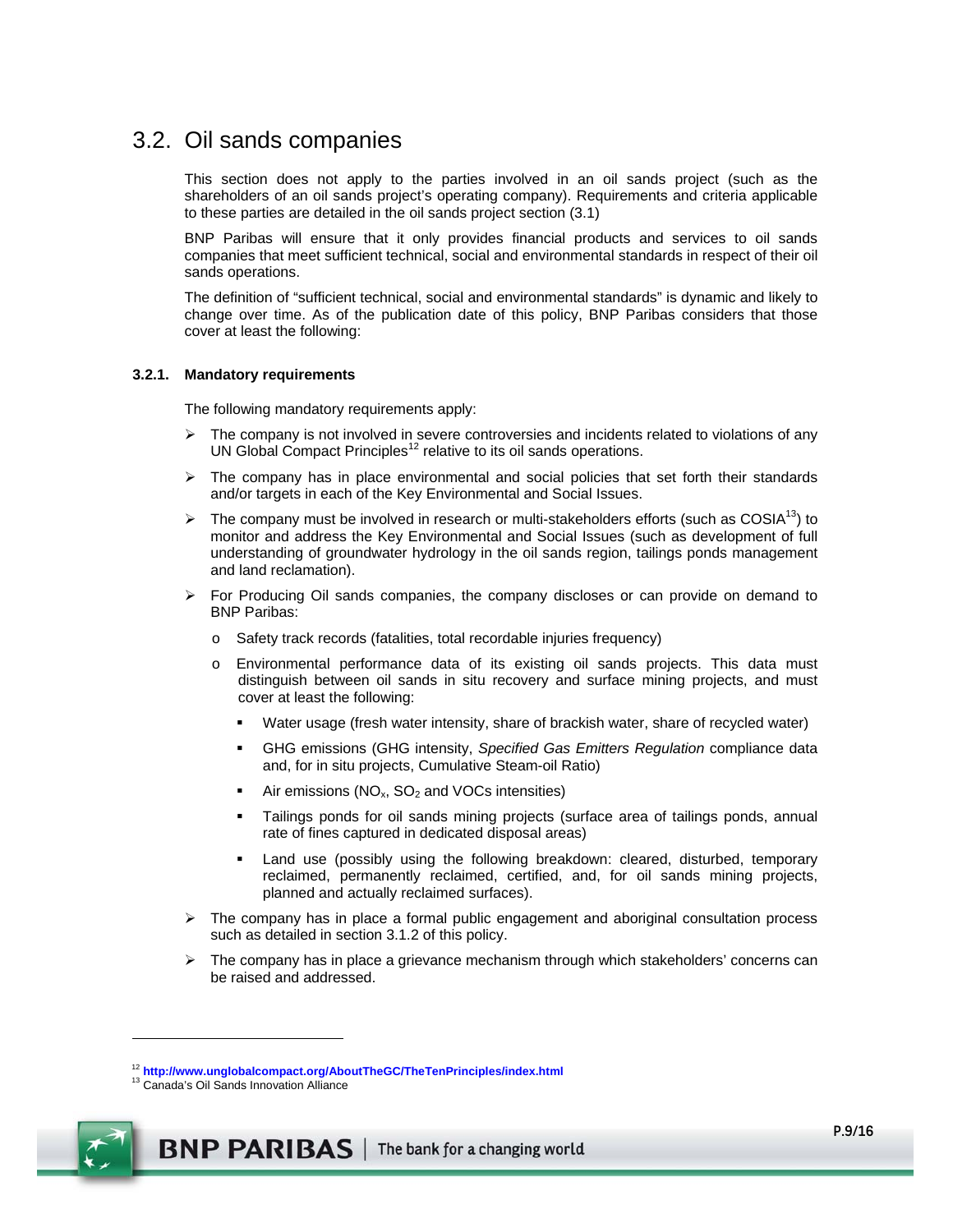## 3.2. Oil sands companies

This section does not apply to the parties involved in an oil sands project (such as the shareholders of an oil sands project's operating company). Requirements and criteria applicable to these parties are detailed in the oil sands project section (3.1)

BNP Paribas will ensure that it only provides financial products and services to oil sands companies that meet sufficient technical, social and environmental standards in respect of their oil sands operations.

The definition of "sufficient technical, social and environmental standards" is dynamic and likely to change over time. As of the publication date of this policy, BNP Paribas considers that those cover at least the following:

### 3.2.1. Mandatory requirements

The following mandatory requirements apply:

- The company is not involved in severe controversies and incidents related to violations of any UN Global Compact Principles[12] relative to its oil sands operations.
- The company has in place environmental and social policies that set forth their standards and/or targets in each of the Key Environmental and Social Issues.
- The company must be involved in research or multi-stakeholders efforts (such as COSIA[13]) to monitor and address the Key Environmental and Social Issues (such as development of full understanding of groundwater hydrology in the oil sands region, tailings ponds management and land reclamation).
- For Producing Oil sands companies, the company discloses or can provide on demand to BNP Paribas:
  - Safety track records (fatalities, total recordable injuries frequency)
  - Environmental performance data of its existing oil sands projects. This data must distinguish between oil sands in situ recovery and surface mining projects, and must cover at least the following:
    - Water usage (fresh water intensity, share of brackish water, share of recycled water)
    - GHG emissions (GHG intensity, *Specified Gas Emitters Regulation* compliance data and, for in situ projects, Cumulative Steam-oil Ratio)
    - Air emissions ($NO_x$, $SO_2$ and VOCs intensities)
    - Tailings ponds for oil sands mining projects (surface area of tailings ponds, annual rate of fines captured in dedicated disposal areas)
    - Land use (possibly using the following breakdown: cleared, disturbed, temporary reclaimed, permanently reclaimed, certified, and, for oil sands mining projects, planned and actually reclaimed surfaces).
- The company has in place a formal public engagement and aboriginal consultation process such as detailed in section 3.1.2 of this policy.
- The company has in place a grievance mechanism through which stakeholders' concerns can be raised and addressed.

---

[12] **http://www.unglobalcompact.org/AboutTheGC/TheTenPrinciples/index.html**
[13] Canada's Oil Sands Innovation Alliance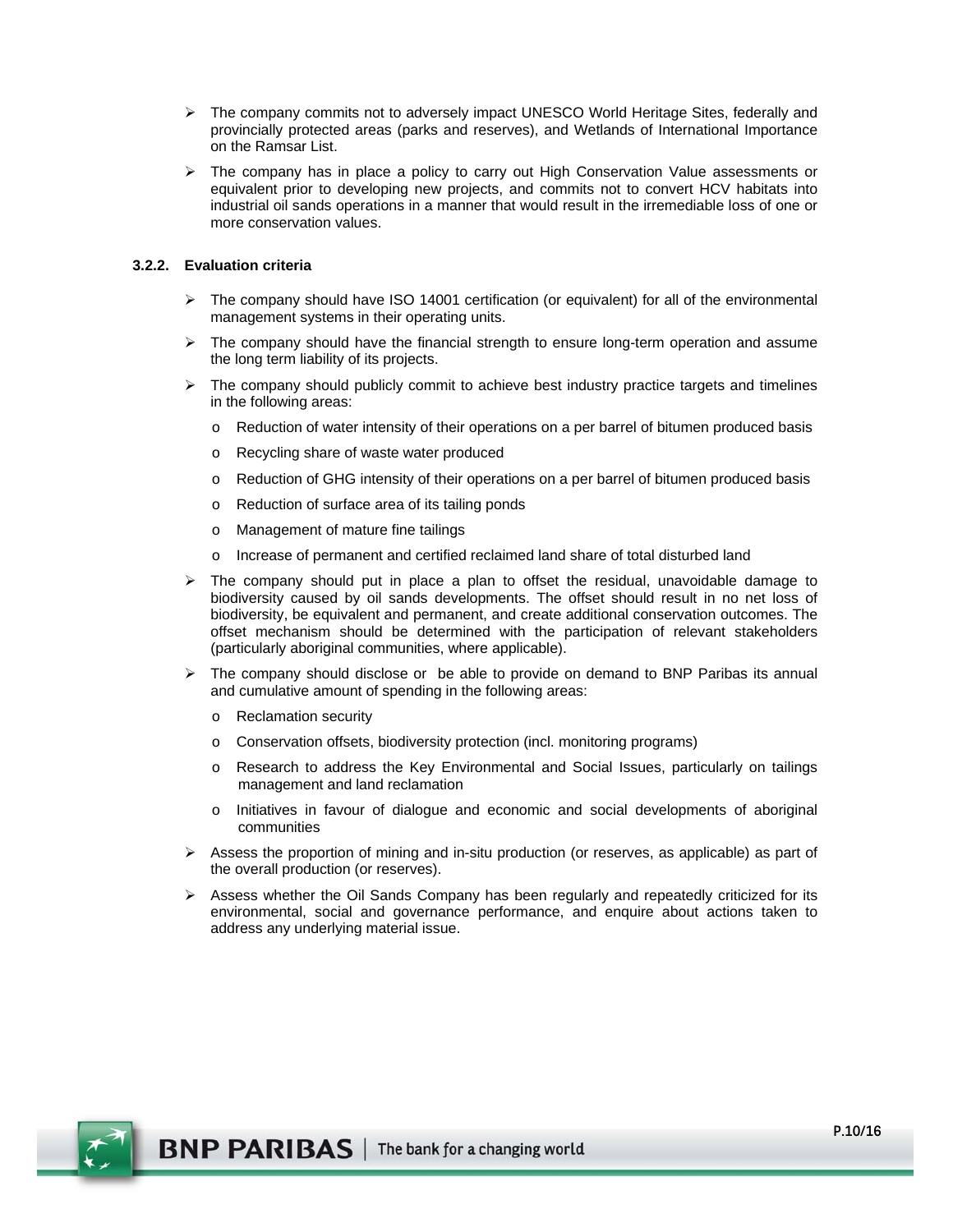- The company commits not to adversely impact UNESCO World Heritage Sites, federally and provincially protected areas (parks and reserves), and Wetlands of International Importance on the Ramsar List.

- The company has in place a policy to carry out High Conservation Value assessments or equivalent prior to developing new projects, and commits not to convert HCV habitats into industrial oil sands operations in a manner that would result in the irremediable loss of one or more conservation values.

### 3.2.2. Evaluation criteria

- The company should have ISO 14001 certification (or equivalent) for all of the environmental management systems in their operating units.

- The company should have the financial strength to ensure long-term operation and assume the long term liability of its projects.

- The company should publicly commit to achieve best industry practice targets and timelines in the following areas:
  - Reduction of water intensity of their operations on a per barrel of bitumen produced basis
  - Recycling share of waste water produced
  - Reduction of GHG intensity of their operations on a per barrel of bitumen produced basis
  - Reduction of surface area of its tailing ponds
  - Management of mature fine tailings
  - Increase of permanent and certified reclaimed land share of total disturbed land

- The company should put in place a plan to offset the residual, unavoidable damage to biodiversity caused by oil sands developments. The offset should result in no net loss of biodiversity, be equivalent and permanent, and create additional conservation outcomes. The offset mechanism should be determined with the participation of relevant stakeholders (particularly aboriginal communities, where applicable).

- The company should disclose or be able to provide on demand to BNP Paribas its annual and cumulative amount of spending in the following areas:
  - Reclamation security
  - Conservation offsets, biodiversity protection (incl. monitoring programs)
  - Research to address the Key Environmental and Social Issues, particularly on tailings management and land reclamation
  - Initiatives in favour of dialogue and economic and social developments of aboriginal communities

- Assess the proportion of mining and in-situ production (or reserves, as applicable) as part of the overall production (or reserves).

- Assess whether the Oil Sands Company has been regularly and repeatedly criticized for its environmental, social and governance performance, and enquire about actions taken to address any underlying material issue.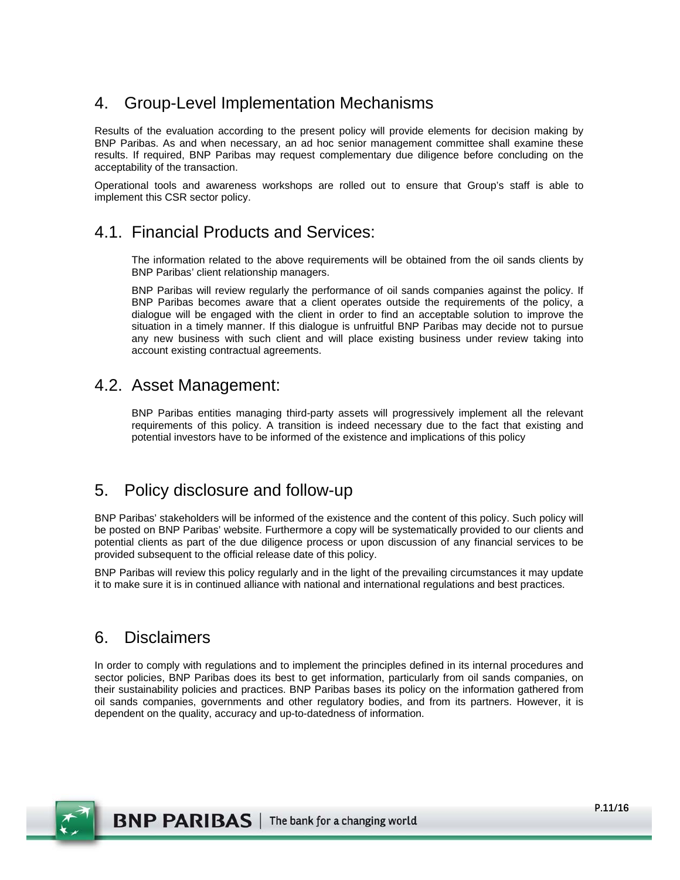# 4. Group-Level Implementation Mechanisms

Results of the evaluation according to the present policy will provide elements for decision making by BNP Paribas. As and when necessary, an ad hoc senior management committee shall examine these results. If required, BNP Paribas may request complementary due diligence before concluding on the acceptability of the transaction.

Operational tools and awareness workshops are rolled out to ensure that Group's staff is able to implement this CSR sector policy.

## 4.1. Financial Products and Services:

The information related to the above requirements will be obtained from the oil sands clients by BNP Paribas' client relationship managers.

BNP Paribas will review regularly the performance of oil sands companies against the policy. If BNP Paribas becomes aware that a client operates outside the requirements of the policy, a dialogue will be engaged with the client in order to find an acceptable solution to improve the situation in a timely manner. If this dialogue is unfruitful BNP Paribas may decide not to pursue any new business with such client and will place existing business under review taking into account existing contractual agreements.

## 4.2. Asset Management:

BNP Paribas entities managing third-party assets will progressively implement all the relevant requirements of this policy. A transition is indeed necessary due to the fact that existing and potential investors have to be informed of the existence and implications of this policy

# 5. Policy disclosure and follow-up

BNP Paribas' stakeholders will be informed of the existence and the content of this policy. Such policy will be posted on BNP Paribas' website. Furthermore a copy will be systematically provided to our clients and potential clients as part of the due diligence process or upon discussion of any financial services to be provided subsequent to the official release date of this policy.

BNP Paribas will review this policy regularly and in the light of the prevailing circumstances it may update it to make sure it is in continued alliance with national and international regulations and best practices.

# 6. Disclaimers

In order to comply with regulations and to implement the principles defined in its internal procedures and sector policies, BNP Paribas does its best to get information, particularly from oil sands companies, on their sustainability policies and practices. BNP Paribas bases its policy on the information gathered from oil sands companies, governments and other regulatory bodies, and from its partners. However, it is dependent on the quality, accuracy and up-to-datedness of information.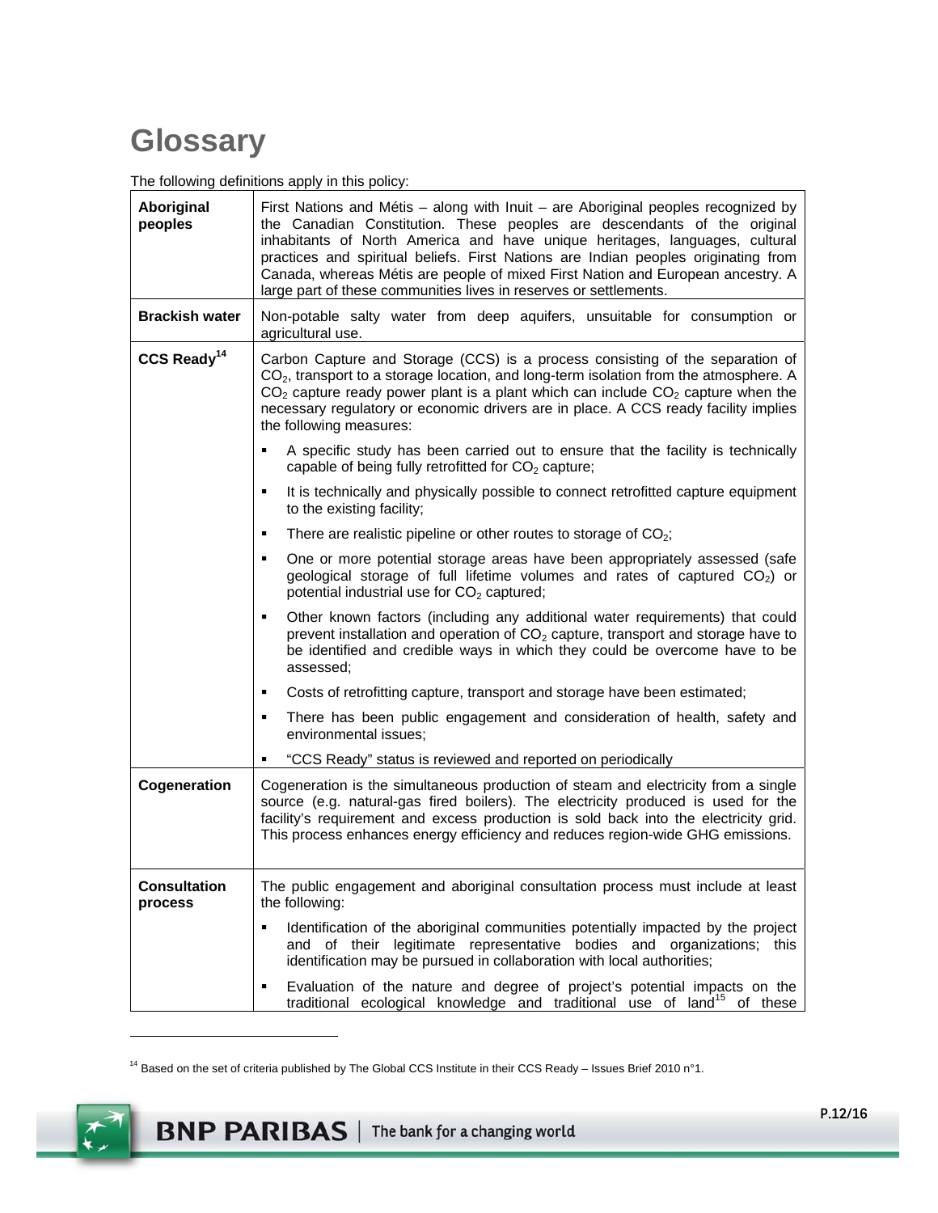# Glossary

The following definitions apply in this policy:

| | |
|---|---|
| **Aboriginal peoples** | First Nations and Métis – along with Inuit – are Aboriginal peoples recognized by the Canadian Constitution. These peoples are descendants of the original inhabitants of North America and have unique heritages, languages, cultural practices and spiritual beliefs. First Nations are Indian peoples originating from Canada, whereas Métis are people of mixed First Nation and European ancestry. A large part of these communities lives in reserves or settlements. |
| **Brackish water** | Non-potable salty water from deep aquifers, unsuitable for consumption or agricultural use. |
| **CCS Ready**[14] | Carbon Capture and Storage (CCS) is a process consisting of the separation of $CO_2$, transport to a storage location, and long-term isolation from the atmosphere. A $CO_2$ capture ready power plant is a plant which can include $CO_2$ capture when the necessary regulatory or economic drivers are in place. A CCS ready facility implies the following measures:<br>▪ A specific study has been carried out to ensure that the facility is technically capable of being fully retrofitted for $CO_2$ capture;<br>▪ It is technically and physically possible to connect retrofitted capture equipment to the existing facility;<br>▪ There are realistic pipeline or other routes to storage of $CO_2$;<br>▪ One or more potential storage areas have been appropriately assessed (safe geological storage of full lifetime volumes and rates of captured $CO_2$) or potential industrial use for $CO_2$ captured;<br>▪ Other known factors (including any additional water requirements) that could prevent installation and operation of $CO_2$ capture, transport and storage have to be identified and credible ways in which they could be overcome have to be assessed;<br>▪ Costs of retrofitting capture, transport and storage have been estimated;<br>▪ There has been public engagement and consideration of health, safety and environmental issues;<br>▪ "CCS Ready" status is reviewed and reported on periodically |
| **Cogeneration** | Cogeneration is the simultaneous production of steam and electricity from a single source (e.g. natural-gas fired boilers). The electricity produced is used for the facility's requirement and excess production is sold back into the electricity grid. This process enhances energy efficiency and reduces region-wide GHG emissions. |
| **Consultation process** | The public engagement and aboriginal consultation process must include at least the following:<br>▪ Identification of the aboriginal communities potentially impacted by the project and of their legitimate representative bodies and organizations; this identification may be pursued in collaboration with local authorities;<br>▪ Evaluation of the nature and degree of project's potential impacts on the traditional ecological knowledge and traditional use of land[15] of these |

[14] Based on the set of criteria published by The Global CCS Institute in their CCS Ready – Issues Brief 2010 n°1.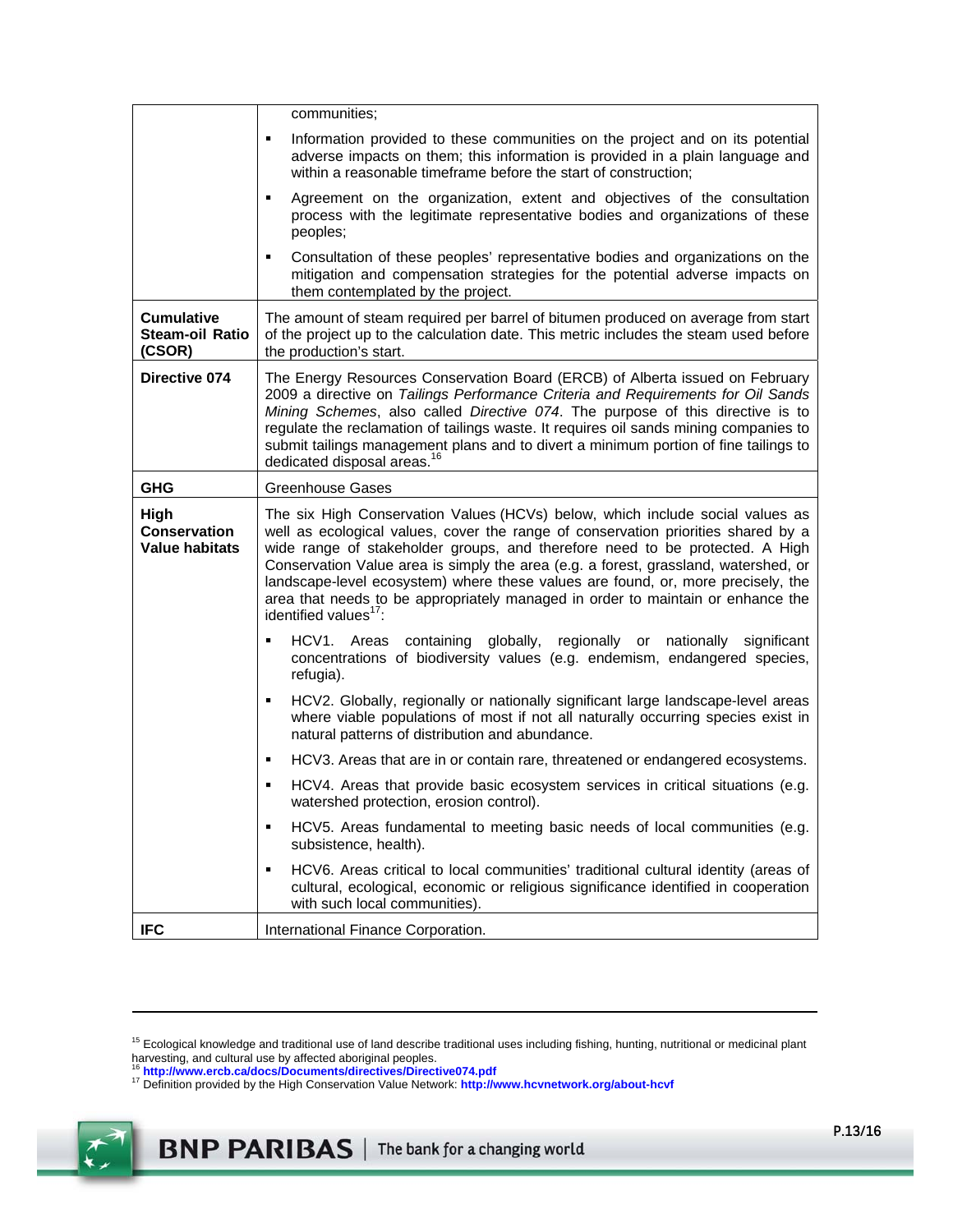| | |
|---|---|
| | communities;<br>▪ Information provided to these communities on the project and on its potential adverse impacts on them; this information is provided in a plain language and within a reasonable timeframe before the start of construction;<br>▪ Agreement on the organization, extent and objectives of the consultation process with the legitimate representative bodies and organizations of these peoples;<br>▪ Consultation of these peoples' representative bodies and organizations on the mitigation and compensation strategies for the potential adverse impacts on them contemplated by the project. |
| **Cumulative Steam-oil Ratio (CSOR)** | The amount of steam required per barrel of bitumen produced on average from start of the project up to the calculation date. This metric includes the steam used before the production's start. |
| **Directive 074** | The Energy Resources Conservation Board (ERCB) of Alberta issued on February 2009 a directive on *Tailings Performance Criteria and Requirements for Oil Sands Mining Schemes*, also called *Directive 074*. The purpose of this directive is to regulate the reclamation of tailings waste. It requires oil sands mining companies to submit tailings management plans and to divert a minimum portion of fine tailings to dedicated disposal areas.[16] |
| **GHG** | Greenhouse Gases |
| **High Conservation Value habitats** | The six High Conservation Values (HCVs) below, which include social values as well as ecological values, cover the range of conservation priorities shared by a wide range of stakeholder groups, and therefore need to be protected. A High Conservation Value area is simply the area (e.g. a forest, grassland, watershed, or landscape-level ecosystem) where these values are found, or, more precisely, the area that needs to be appropriately managed in order to maintain or enhance the identified values[17]:<br>▪ HCV1. Areas containing globally, regionally or nationally significant concentrations of biodiversity values (e.g. endemism, endangered species, refugia).<br>▪ HCV2. Globally, regionally or nationally significant large landscape-level areas where viable populations of most if not all naturally occurring species exist in natural patterns of distribution and abundance.<br>▪ HCV3. Areas that are in or contain rare, threatened or endangered ecosystems.<br>▪ HCV4. Areas that provide basic ecosystem services in critical situations (e.g. watershed protection, erosion control).<br>▪ HCV5. Areas fundamental to meeting basic needs of local communities (e.g. subsistence, health).<br>▪ HCV6. Areas critical to local communities' traditional cultural identity (areas of cultural, ecological, economic or religious significance identified in cooperation with such local communities). |
| **IFC** | International Finance Corporation. |

[15] Ecological knowledge and traditional use of land describe traditional uses including fishing, hunting, nutritional or medicinal plant harvesting, and cultural use by affected aboriginal peoples.
[16] **http://www.ercb.ca/docs/Documents/directives/Directive074.pdf**
[17] Definition provided by the High Conservation Value Network: **http://www.hcvnetwork.org/about-hcvf**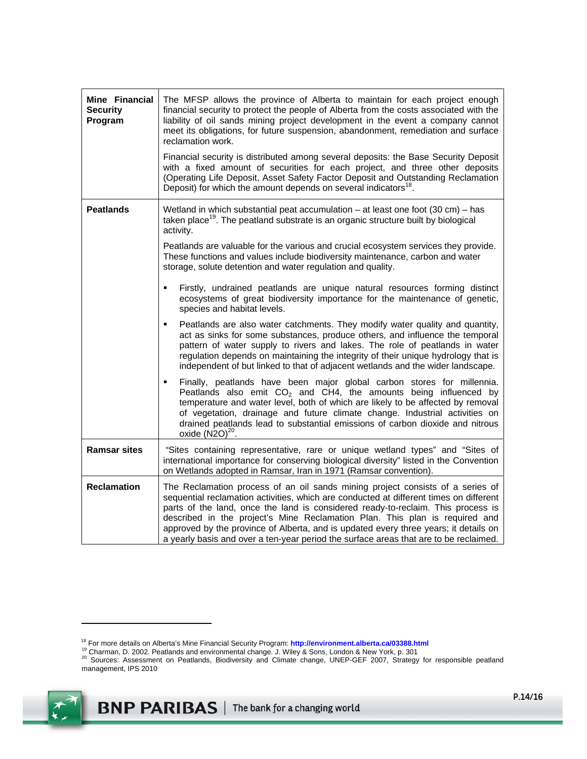| | |
|---|---|
| **Mine Financial Security Program** | The MFSP allows the province of Alberta to maintain for each project enough financial security to protect the people of Alberta from the costs associated with the liability of oil sands mining project development in the event a company cannot meet its obligations, for future suspension, abandonment, remediation and surface reclamation work.<br><br>Financial security is distributed among several deposits: the Base Security Deposit with a fixed amount of securities for each project, and three other deposits (Operating Life Deposit, Asset Safety Factor Deposit and Outstanding Reclamation Deposit) for which the amount depends on several indicators[18]. |
| **Peatlands** | Wetland in which substantial peat accumulation – at least one foot (30 cm) – has taken place[19]. The peatland substrate is an organic structure built by biological activity.<br><br>Peatlands are valuable for the various and crucial ecosystem services they provide. These functions and values include biodiversity maintenance, carbon and water storage, solute detention and water regulation and quality.<br><br>▪ Firstly, undrained peatlands are unique natural resources forming distinct ecosystems of great biodiversity importance for the maintenance of genetic, species and habitat levels.<br><br>▪ Peatlands are also water catchments. They modify water quality and quantity, act as sinks for some substances, produce others, and influence the temporal pattern of water supply to rivers and lakes. The role of peatlands in water regulation depends on maintaining the integrity of their unique hydrology that is independent of but linked to that of adjacent wetlands and the wider landscape.<br><br>▪ Finally, peatlands have been major global carbon stores for millennia. Peatlands also emit $CO_2$ and CH4, the amounts being influenced by temperature and water level, both of which are likely to be affected by removal of vegetation, drainage and future climate change. Industrial activities on drained peatlands lead to substantial emissions of carbon dioxide and nitrous oxide (N2O)[20]. |
| **Ramsar sites** | "Sites containing representative, rare or unique wetland types" and "Sites of international importance for conserving biological diversity" listed in the Convention on Wetlands adopted in Ramsar, Iran in 1971 (Ramsar convention). |
| **Reclamation** | The Reclamation process of an oil sands mining project consists of a series of sequential reclamation activities, which are conducted at different times on different parts of the land, once the land is considered ready-to-reclaim. This process is described in the project's Mine Reclamation Plan. This plan is required and approved by the province of Alberta, and is updated every three years; it details on a yearly basis and over a ten-year period the surface areas that are to be reclaimed. |

[18] For more details on Alberta's Mine Financial Security Program: **http://environment.alberta.ca/03388.html**

[19] Charman, D. 2002. Peatlands and environmental change. J. Wiley & Sons, London & New York, p. 301

[20] Sources: Assessment on Peatlands, Biodiversity and Climate change, UNEP-GEF 2007, Strategy for responsible peatland management, IPS 2010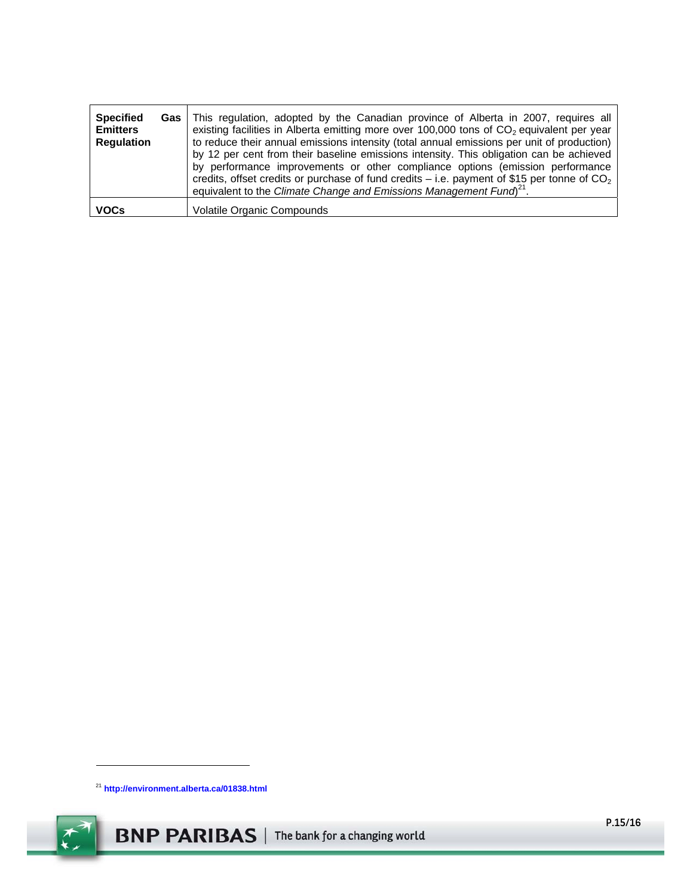| | |
|---|---|
| **Specified Gas Emitters Regulation** | This regulation, adopted by the Canadian province of Alberta in 2007, requires all existing facilities in Alberta emitting more over 100,000 tons of $CO_2$ equivalent per year to reduce their annual emissions intensity (total annual emissions per unit of production) by 12 per cent from their baseline emissions intensity. This obligation can be achieved by performance improvements or other compliance options (emission performance credits, offset credits or purchase of fund credits – i.e. payment of $15 per tonne of $CO_2$ equivalent to the *Climate Change and Emissions Management Fund*)[21]. |
| **VOCs** | Volatile Organic Compounds |

[21] **http://environment.alberta.ca/01838.html**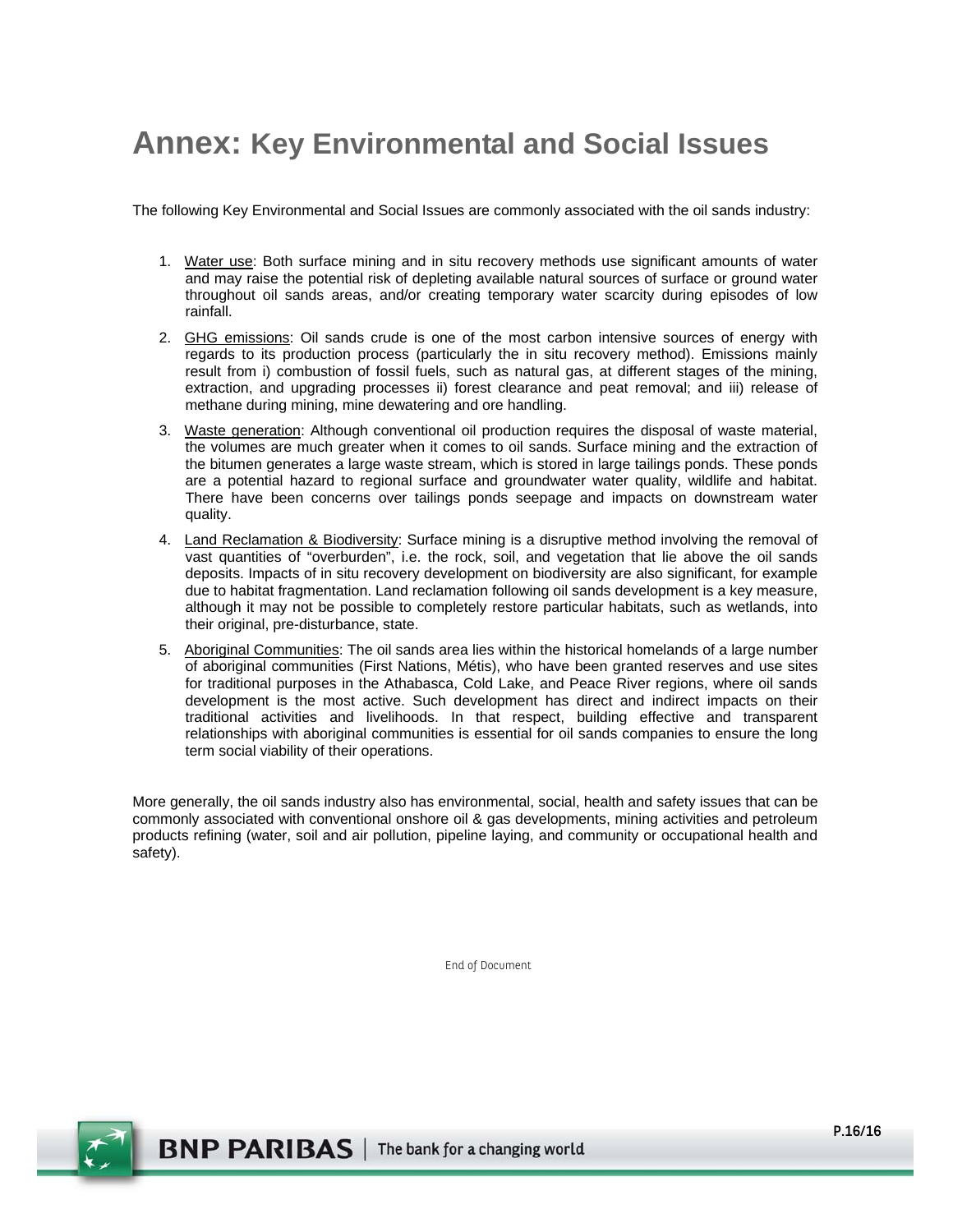# Annex: Key Environmental and Social Issues

The following Key Environmental and Social Issues are commonly associated with the oil sands industry:

1. Water use: Both surface mining and in situ recovery methods use significant amounts of water and may raise the potential risk of depleting available natural sources of surface or ground water throughout oil sands areas, and/or creating temporary water scarcity during episodes of low rainfall.

2. GHG emissions: Oil sands crude is one of the most carbon intensive sources of energy with regards to its production process (particularly the in situ recovery method). Emissions mainly result from i) combustion of fossil fuels, such as natural gas, at different stages of the mining, extraction, and upgrading processes ii) forest clearance and peat removal; and iii) release of methane during mining, mine dewatering and ore handling.

3. Waste generation: Although conventional oil production requires the disposal of waste material, the volumes are much greater when it comes to oil sands. Surface mining and the extraction of the bitumen generates a large waste stream, which is stored in large tailings ponds. These ponds are a potential hazard to regional surface and groundwater water quality, wildlife and habitat. There have been concerns over tailings ponds seepage and impacts on downstream water quality.

4. Land Reclamation & Biodiversity: Surface mining is a disruptive method involving the removal of vast quantities of "overburden", i.e. the rock, soil, and vegetation that lie above the oil sands deposits. Impacts of in situ recovery development on biodiversity are also significant, for example due to habitat fragmentation. Land reclamation following oil sands development is a key measure, although it may not be possible to completely restore particular habitats, such as wetlands, into their original, pre-disturbance, state.

5. Aboriginal Communities: The oil sands area lies within the historical homelands of a large number of aboriginal communities (First Nations, Métis), who have been granted reserves and use sites for traditional purposes in the Athabasca, Cold Lake, and Peace River regions, where oil sands development is the most active. Such development has direct and indirect impacts on their traditional activities and livelihoods. In that respect, building effective and transparent relationships with aboriginal communities is essential for oil sands companies to ensure the long term social viability of their operations.

More generally, the oil sands industry also has environmental, social, health and safety issues that can be commonly associated with conventional onshore oil & gas developments, mining activities and petroleum products refining (water, soil and air pollution, pipeline laying, and community or occupational health and safety).

End of Document